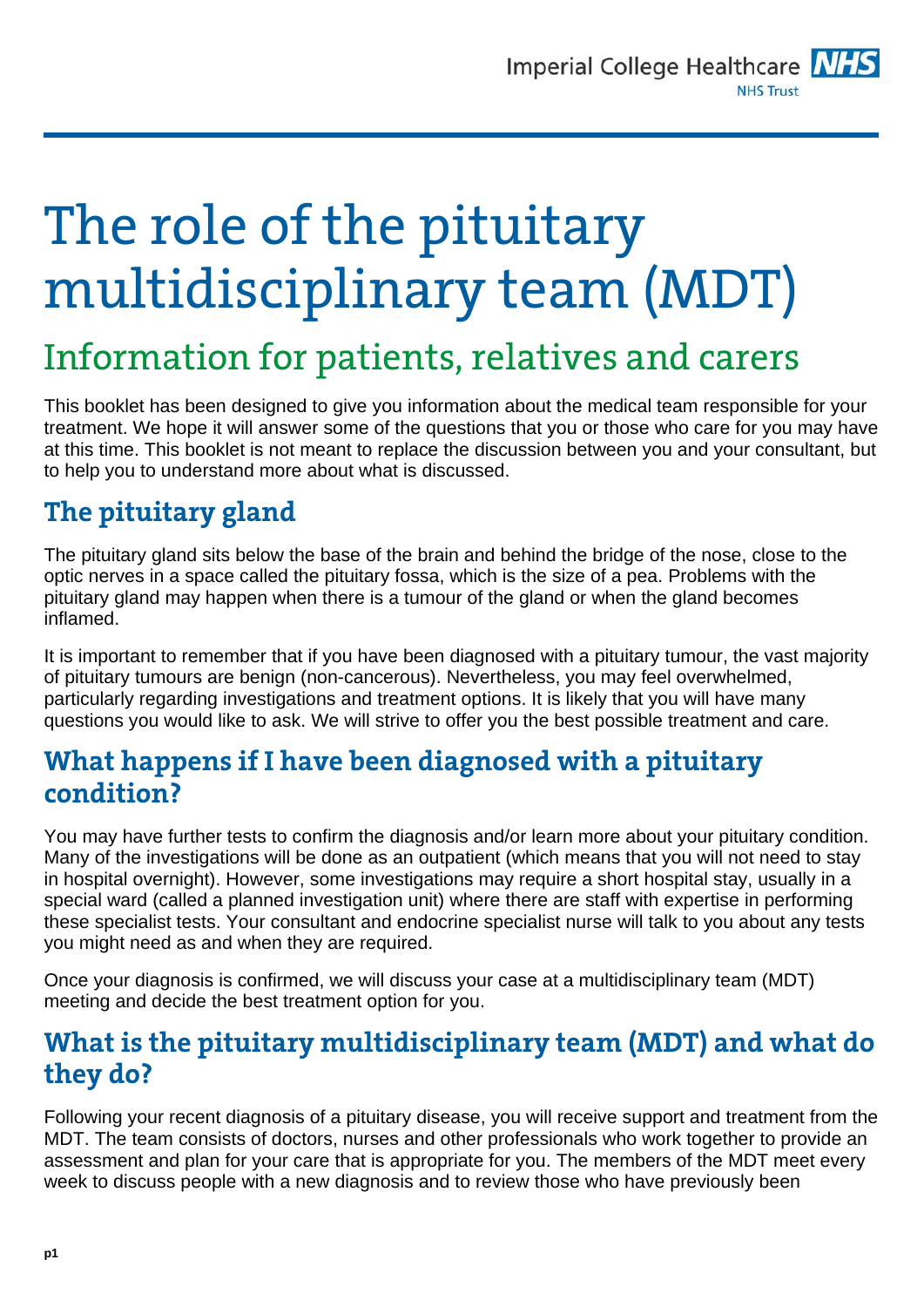# The role of the pituitary multidisciplinary team (MDT)

## Information for patients, relatives and carers

This booklet has been designed to give you information about the medical team responsible for your treatment. We hope it will answer some of the questions that you or those who care for you may have at this time. This booklet is not meant to replace the discussion between you and your consultant, but to help you to understand more about what is discussed.

### The pituitary gland

The pituitary gland sits below the base of the brain and behind the bridge of the nose, close to the optic nerves in a space called the pituitary fossa, which is the size of a pea. Problems with the pituitary gland may happen when there is a tumour of the gland or when the gland becomes inflamed.

It is important to remember that if you have been diagnosed with a pituitary tumour, the vast majority of pituitary tumours are benign (non-cancerous). Nevertheless, you may feel overwhelmed, particularly regarding investigations and treatment options. It is likely that you will have many questions you would like to ask. We will strive to offer you the best possible treatment and care.

### What happens if I have been diagnosed with a pituitary condition?

You may have further tests to confirm the diagnosis and/or learn more about your pituitary condition. Many of the investigations will be done as an outpatient (which means that you will not need to stay in hospital overnight). However, some investigations may require a short hospital stay, usually in a special ward (called a planned investigation unit) where there are staff with expertise in performing these specialist tests. Your consultant and endocrine specialist nurse will talk to you about any tests you might need as and when they are required.

Once your diagnosis is confirmed, we will discuss your case at a multidisciplinary team (MDT) meeting and decide the best treatment option for you.

### What is the pituitary multidisciplinary team (MDT) and what do they do?

Following your recent diagnosis of a pituitary disease, you will receive support and treatment from the MDT. The team consists of doctors, nurses and other professionals who work together to provide an assessment and plan for your care that is appropriate for you. The members of the MDT meet every week to discuss people with a new diagnosis and to review those who have previously been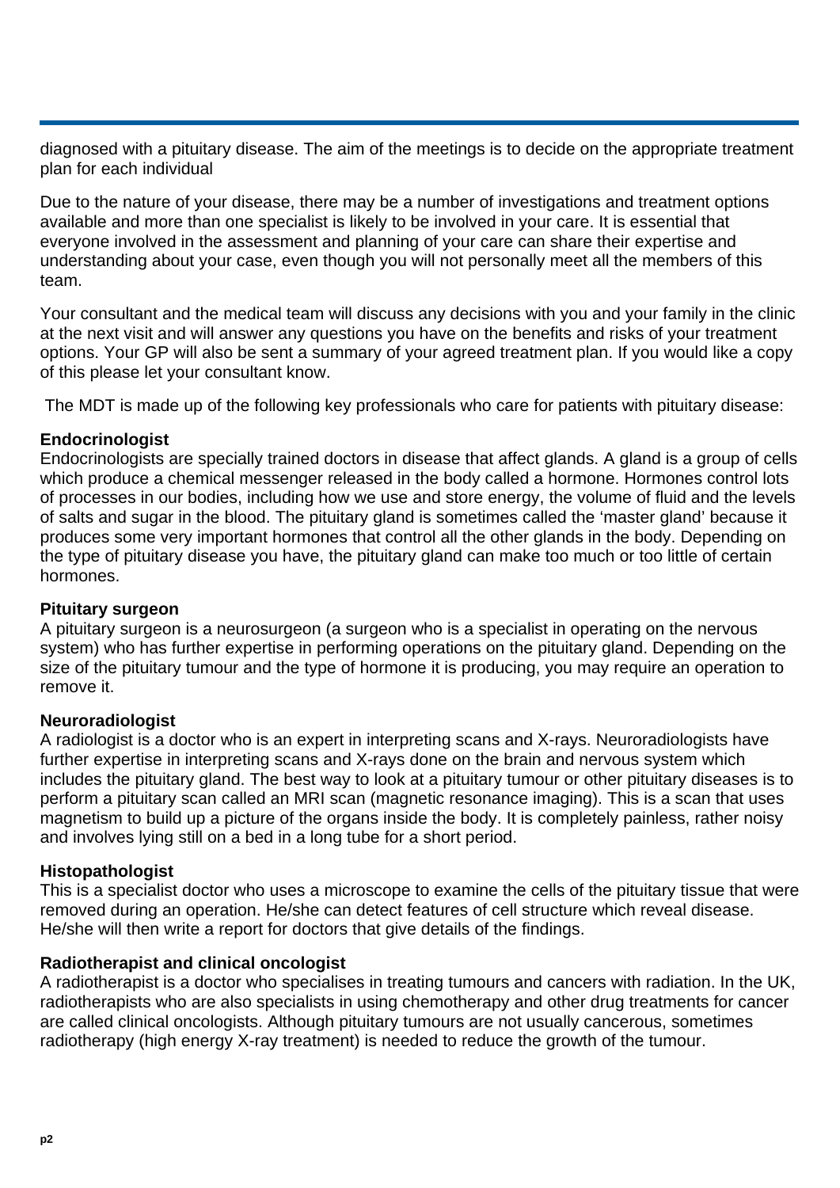diagnosed with a pituitary disease. The aim of the meetings is to decide on the appropriate treatment plan for each individual

Due to the nature of your disease, there may be a number of investigations and treatment options available and more than one specialist is likely to be involved in your care. It is essential that everyone involved in the assessment and planning of your care can share their expertise and understanding about your case, even though you will not personally meet all the members of this team.

Your consultant and the medical team will discuss any decisions with you and your family in the clinic at the next visit and will answer any questions you have on the benefits and risks of your treatment options. Your GP will also be sent a summary of your agreed treatment plan. If you would like a copy of this please let your consultant know.

The MDT is made up of the following key professionals who care for patients with pituitary disease:

**Endocrinologist**
Endocrinologists are specially trained doctors in disease that affect glands. A gland is a group of cells which produce a chemical messenger released in the body called a hormone. Hormones control lots of processes in our bodies, including how we use and store energy, the volume of fluid and the levels of salts and sugar in the blood. The pituitary gland is sometimes called the 'master gland' because it produces some very important hormones that control all the other glands in the body. Depending on the type of pituitary disease you have, the pituitary gland can make too much or too little of certain hormones.

**Pituitary surgeon**
A pituitary surgeon is a neurosurgeon (a surgeon who is a specialist in operating on the nervous system) who has further expertise in performing operations on the pituitary gland. Depending on the size of the pituitary tumour and the type of hormone it is producing, you may require an operation to remove it.

**Neuroradiologist**
A radiologist is a doctor who is an expert in interpreting scans and X-rays. Neuroradiologists have further expertise in interpreting scans and X-rays done on the brain and nervous system which includes the pituitary gland. The best way to look at a pituitary tumour or other pituitary diseases is to perform a pituitary scan called an MRI scan (magnetic resonance imaging). This is a scan that uses magnetism to build up a picture of the organs inside the body. It is completely painless, rather noisy and involves lying still on a bed in a long tube for a short period.

**Histopathologist**
This is a specialist doctor who uses a microscope to examine the cells of the pituitary tissue that were removed during an operation. He/she can detect features of cell structure which reveal disease. He/she will then write a report for doctors that give details of the findings.

**Radiotherapist and clinical oncologist**
A radiotherapist is a doctor who specialises in treating tumours and cancers with radiation. In the UK, radiotherapists who are also specialists in using chemotherapy and other drug treatments for cancer are called clinical oncologists. Although pituitary tumours are not usually cancerous, sometimes radiotherapy (high energy X-ray treatment) is needed to reduce the growth of the tumour.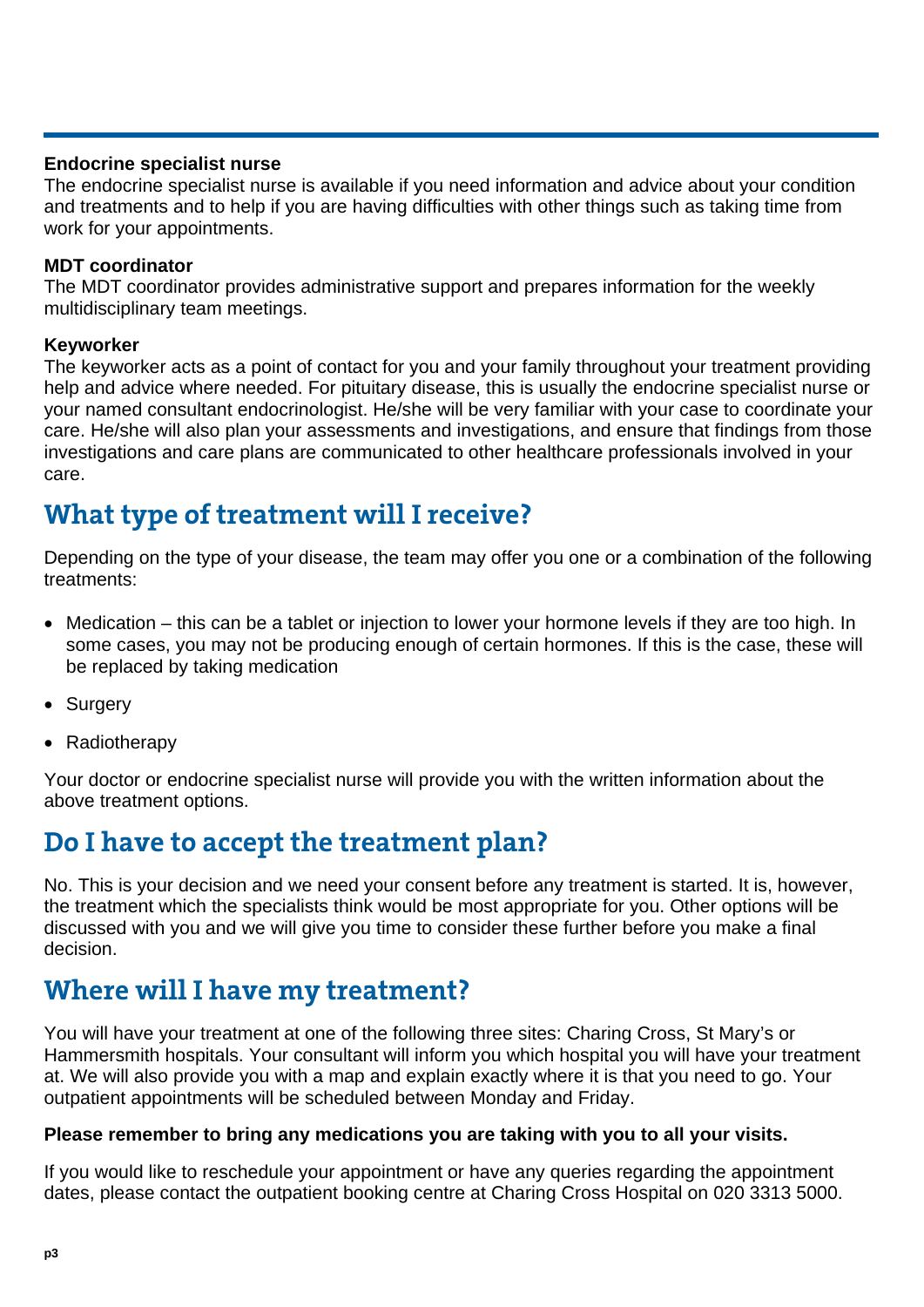**Endocrine specialist nurse**
The endocrine specialist nurse is available if you need information and advice about your condition and treatments and to help if you are having difficulties with other things such as taking time from work for your appointments.

**MDT coordinator**
The MDT coordinator provides administrative support and prepares information for the weekly multidisciplinary team meetings.

**Keyworker**
The keyworker acts as a point of contact for you and your family throughout your treatment providing help and advice where needed. For pituitary disease, this is usually the endocrine specialist nurse or your named consultant endocrinologist. He/she will be very familiar with your case to coordinate your care. He/she will also plan your assessments and investigations, and ensure that findings from those investigations and care plans are communicated to other healthcare professionals involved in your care.

## What type of treatment will I receive?

Depending on the type of your disease, the team may offer you one or a combination of the following treatments:

- Medication – this can be a tablet or injection to lower your hormone levels if they are too high. In some cases, you may not be producing enough of certain hormones. If this is the case, these will be replaced by taking medication
- Surgery
- Radiotherapy

Your doctor or endocrine specialist nurse will provide you with the written information about the above treatment options.

## Do I have to accept the treatment plan?

No. This is your decision and we need your consent before any treatment is started. It is, however, the treatment which the specialists think would be most appropriate for you. Other options will be discussed with you and we will give you time to consider these further before you make a final decision.

## Where will I have my treatment?

You will have your treatment at one of the following three sites: Charing Cross, St Mary's or Hammersmith hospitals. Your consultant will inform you which hospital you will have your treatment at. We will also provide you with a map and explain exactly where it is that you need to go. Your outpatient appointments will be scheduled between Monday and Friday.

**Please remember to bring any medications you are taking with you to all your visits.**

If you would like to reschedule your appointment or have any queries regarding the appointment dates, please contact the outpatient booking centre at Charing Cross Hospital on 020 3313 5000.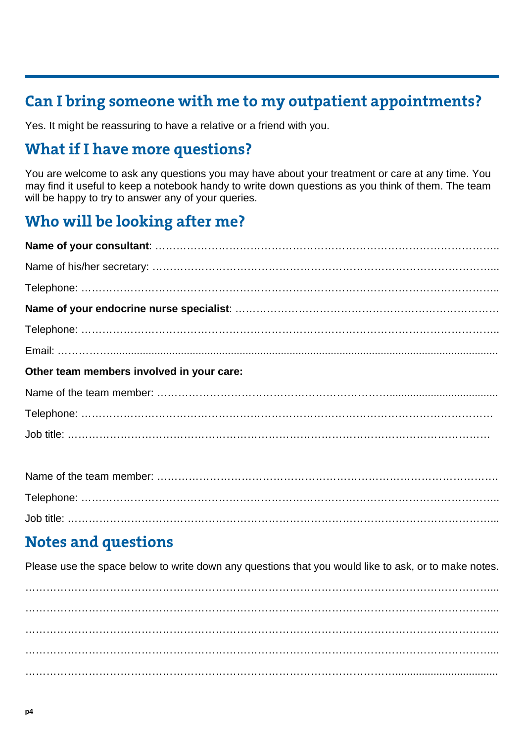## Can I bring someone with me to my outpatient appointments?

Yes. It might be reassuring to have a relative or a friend with you.

## What if I have more questions?

You are welcome to ask any questions you may have about your treatment or care at any time. You may find it useful to keep a notebook handy to write down questions as you think of them. The team will be happy to try to answer any of your queries.

## Who will be looking after me?

**Name of your consultant**: ……………………………………………………………………………………

Name of his/her secretary: ……………………………………………………………………………………

Telephone: ……………………………………………………………………………………………………

**Name of your endocrine nurse specialist**: …………………………………………………………………

Telephone: ……………………………………………………………………………………………………

Email: ……………........................................................................................................................

**Other team members involved in your care:**

Name of the team member: …………………………………………………………......................................

Telephone: ……………………………………………………………………………………………………

Job title: ………………………………………………………………………………………………………

Name of the team member: ……………………………………………………………………………………

Telephone: ……………………………………………………………………………………………………

Job title: ………………………………………………………………………………………………………

## Notes and questions

Please use the space below to write down any questions that you would like to ask, or to make notes.

…………………………………………………………………………………………………………………

…………………………………………………………………………………………………………………

…………………………………………………………………………………………………………………

…………………………………………………………………………………………………………………

…………………………………………………………………………………………………………………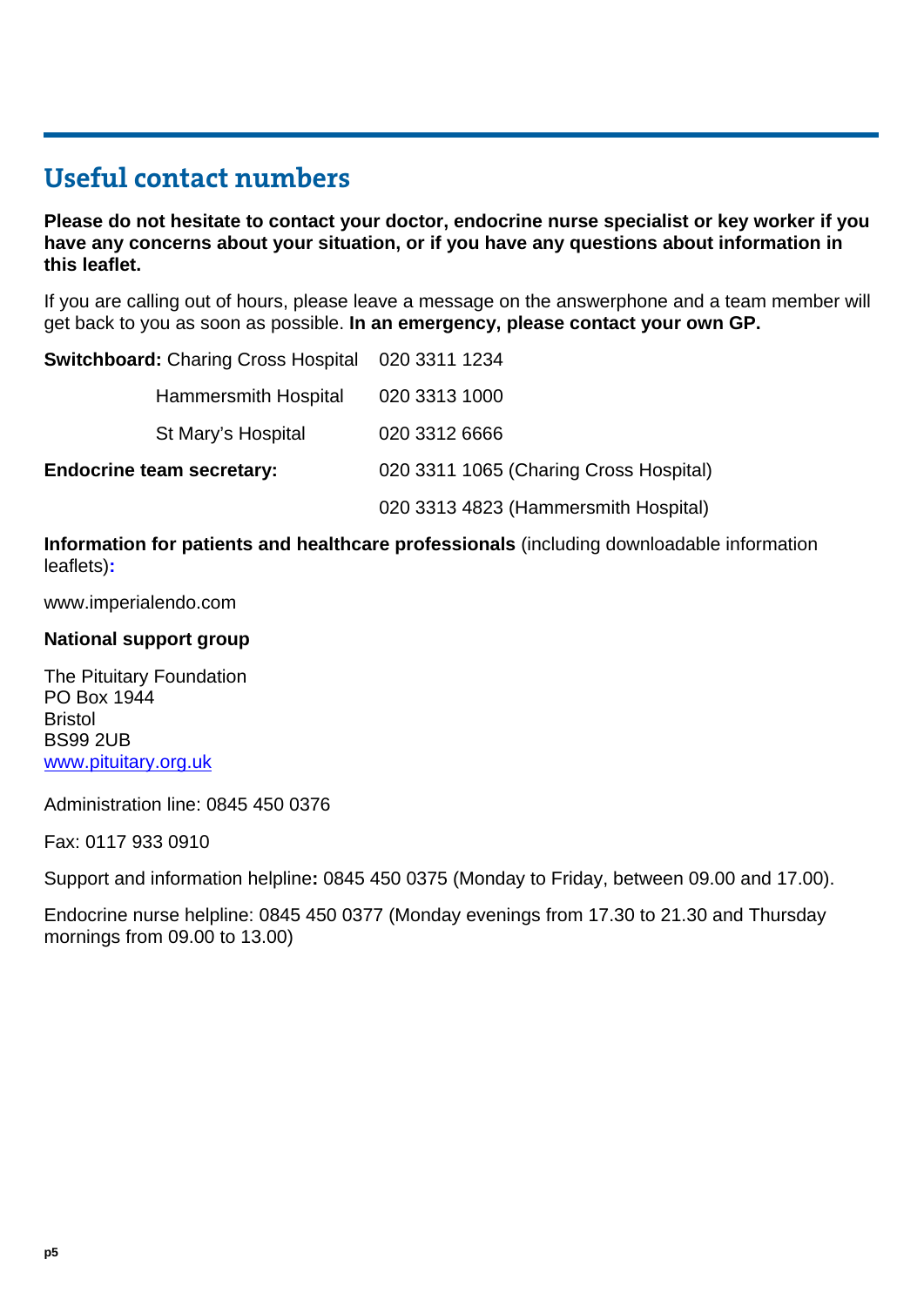## Useful contact numbers

**Please do not hesitate to contact your doctor, endocrine nurse specialist or key worker if you have any concerns about your situation, or if you have any questions about information in this leaflet.**

If you are calling out of hours, please leave a message on the answerphone and a team member will get back to you as soon as possible. **In an emergency, please contact your own GP.**

| | |
|---|---|
| **Switchboard:** Charing Cross Hospital | 020 3311 1234 |
| Hammersmith Hospital | 020 3313 1000 |
| St Mary's Hospital | 020 3312 6666 |
| **Endocrine team secretary:** | 020 3311 1065 (Charing Cross Hospital) |
| | 020 3313 4823 (Hammersmith Hospital) |

**Information for patients and healthcare professionals** (including downloadable information leaflets)**:**

www.imperialendo.com

**National support group**

The Pituitary Foundation
PO Box 1944
Bristol
BS99 2UB
www.pituitary.org.uk

Administration line: 0845 450 0376

Fax: 0117 933 0910

Support and information helpline**:** 0845 450 0375 (Monday to Friday, between 09.00 and 17.00).

Endocrine nurse helpline: 0845 450 0377 (Monday evenings from 17.30 to 21.30 and Thursday mornings from 09.00 to 13.00)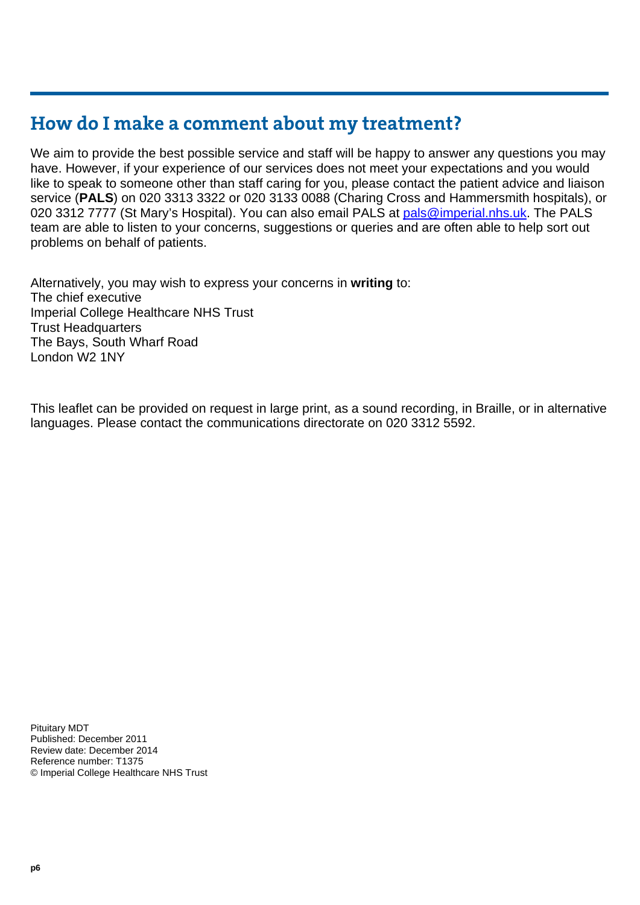## How do I make a comment about my treatment?

We aim to provide the best possible service and staff will be happy to answer any questions you may have. However, if your experience of our services does not meet your expectations and you would like to speak to someone other than staff caring for you, please contact the patient advice and liaison service (**PALS**) on 020 3313 3322 or 020 3133 0088 (Charing Cross and Hammersmith hospitals), or 020 3312 7777 (St Mary's Hospital). You can also email PALS at pals@imperial.nhs.uk. The PALS team are able to listen to your concerns, suggestions or queries and are often able to help sort out problems on behalf of patients.

Alternatively, you may wish to express your concerns in **writing** to:
The chief executive
Imperial College Healthcare NHS Trust
Trust Headquarters
The Bays, South Wharf Road
London W2 1NY

This leaflet can be provided on request in large print, as a sound recording, in Braille, or in alternative languages. Please contact the communications directorate on 020 3312 5592.

Pituitary MDT
Published: December 2011
Review date: December 2014
Reference number: T1375
© Imperial College Healthcare NHS Trust